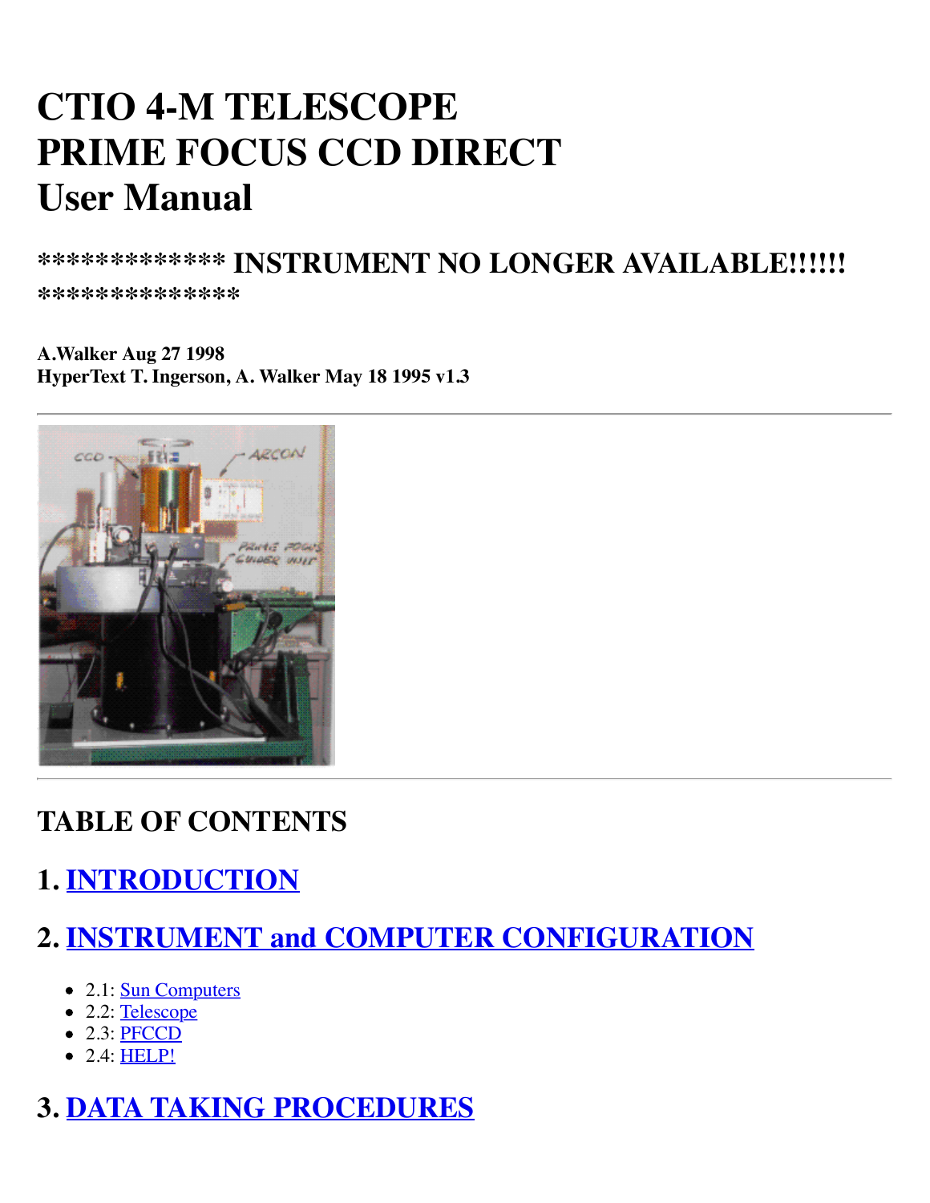# CTIO 4-M TELESCOPE
# PRIME FOCUS CCD DIRECT
# User Manual

## ************* INSTRUMENT NO LONGER AVAILABLE!!!!!! **************

**A.Walker Aug 27 1998**
**HyperText T. Ingerson, A. Walker May 18 1995 v1.3**

---

---

## TABLE OF CONTENTS

## 1. INTRODUCTION

## 2. INSTRUMENT and COMPUTER CONFIGURATION

- 2.1: Sun Computers
- 2.2: Telescope
- 2.3: PFCCD
- 2.4: HELP!

## 3. DATA TAKING PROCEDURES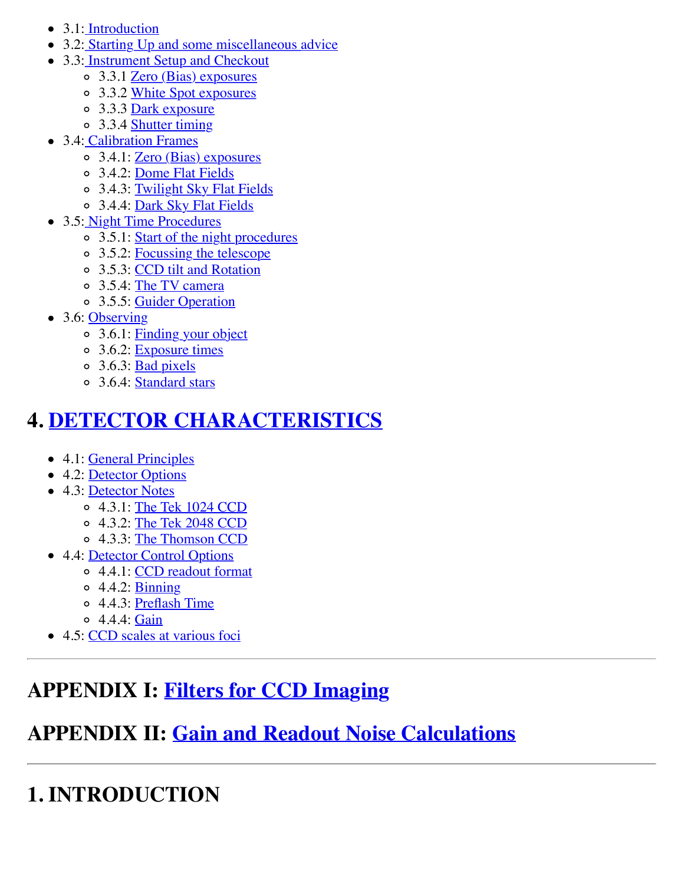- 3.1: Introduction
- 3.2: Starting Up and some miscellaneous advice
- 3.3: Instrument Setup and Checkout
  - 3.3.1 Zero (Bias) exposures
  - 3.3.2 White Spot exposures
  - 3.3.3 Dark exposure
  - 3.3.4 Shutter timing
- 3.4: Calibration Frames
  - 3.4.1: Zero (Bias) exposures
  - 3.4.2: Dome Flat Fields
  - 3.4.3: Twilight Sky Flat Fields
  - 3.4.4: Dark Sky Flat Fields
- 3.5: Night Time Procedures
  - 3.5.1: Start of the night procedures
  - 3.5.2: Focussing the telescope
  - 3.5.3: CCD tilt and Rotation
  - 3.5.4: The TV camera
  - 3.5.5: Guider Operation
- 3.6: Observing
  - 3.6.1: Finding your object
  - 3.6.2: Exposure times
  - 3.6.3: Bad pixels
  - 3.6.4: Standard stars

# 4. DETECTOR CHARACTERISTICS

- 4.1: General Principles
- 4.2: Detector Options
- 4.3: Detector Notes
  - 4.3.1: The Tek 1024 CCD
  - 4.3.2: The Tek 2048 CCD
  - 4.3.3: The Thomson CCD
- 4.4: Detector Control Options
  - 4.4.1: CCD readout format
  - 4.4.2: Binning
  - 4.4.3: Preflash Time
  - 4.4.4: Gain
- 4.5: CCD scales at various foci

---

## APPENDIX I: Filters for CCD Imaging

## APPENDIX II: Gain and Readout Noise Calculations

---

# 1. INTRODUCTION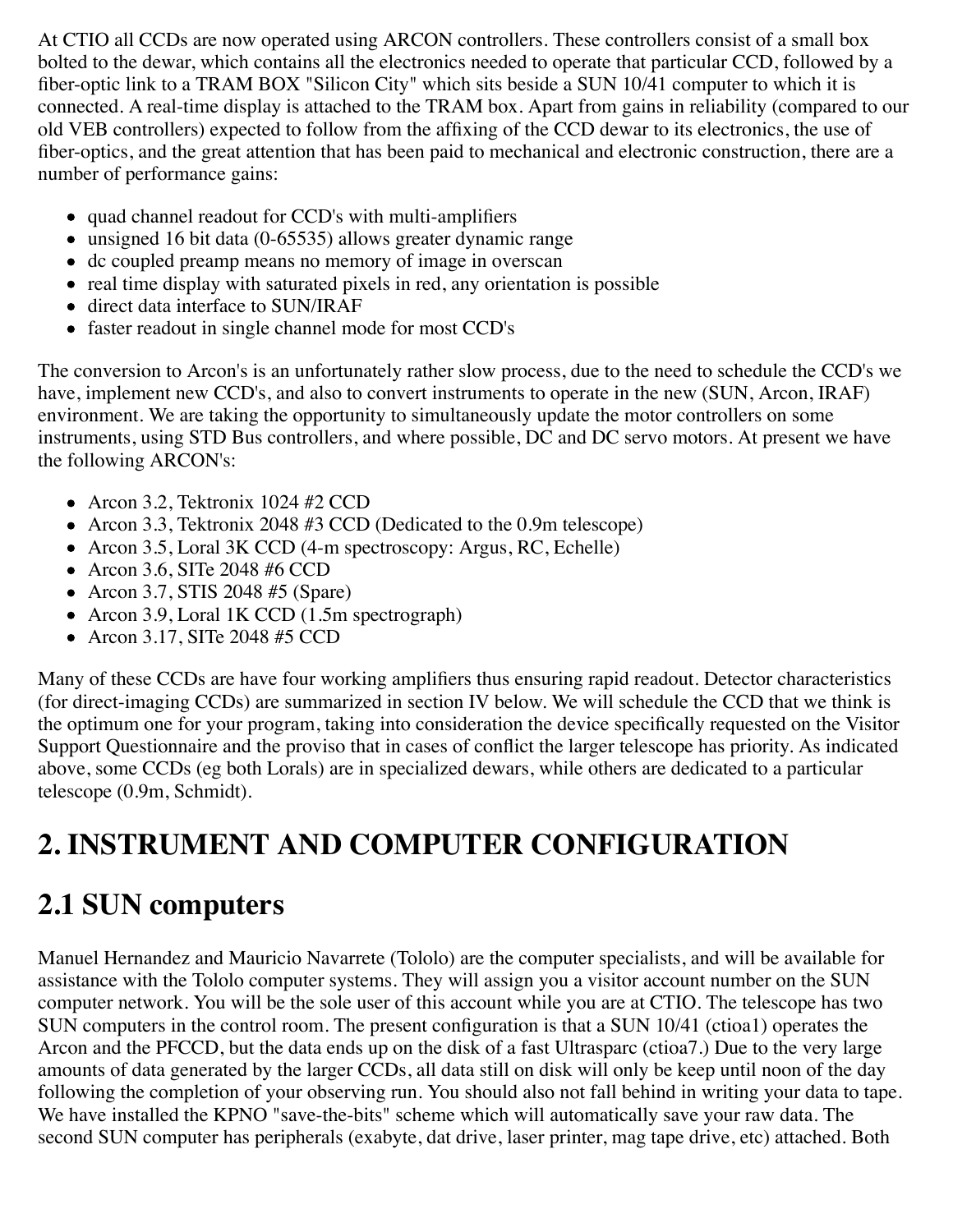At CTIO all CCDs are now operated using ARCON controllers. These controllers consist of a small box bolted to the dewar, which contains all the electronics needed to operate that particular CCD, followed by a fiber-optic link to a TRAM BOX "Silicon City" which sits beside a SUN 10/41 computer to which it is connected. A real-time display is attached to the TRAM box. Apart from gains in reliability (compared to our old VEB controllers) expected to follow from the affixing of the CCD dewar to its electronics, the use of fiber-optics, and the great attention that has been paid to mechanical and electronic construction, there are a number of performance gains:

- quad channel readout for CCD's with multi-amplifiers
- unsigned 16 bit data (0-65535) allows greater dynamic range
- dc coupled preamp means no memory of image in overscan
- real time display with saturated pixels in red, any orientation is possible
- direct data interface to SUN/IRAF
- faster readout in single channel mode for most CCD's

The conversion to Arcon's is an unfortunately rather slow process, due to the need to schedule the CCD's we have, implement new CCD's, and also to convert instruments to operate in the new (SUN, Arcon, IRAF) environment. We are taking the opportunity to simultaneously update the motor controllers on some instruments, using STD Bus controllers, and where possible, DC and DC servo motors. At present we have the following ARCON's:

- Arcon 3.2, Tektronix 1024 #2 CCD
- Arcon 3.3, Tektronix 2048 #3 CCD (Dedicated to the 0.9m telescope)
- Arcon 3.5, Loral 3K CCD (4-m spectroscopy: Argus, RC, Echelle)
- Arcon 3.6, SITe 2048 #6 CCD
- Arcon 3.7, STIS 2048 #5 (Spare)
- Arcon 3.9, Loral 1K CCD (1.5m spectrograph)
- Arcon 3.17, SITe 2048 #5 CCD

Many of these CCDs are have four working amplifiers thus ensuring rapid readout. Detector characteristics (for direct-imaging CCDs) are summarized in section IV below. We will schedule the CCD that we think is the optimum one for your program, taking into consideration the device specifically requested on the Visitor Support Questionnaire and the proviso that in cases of conflict the larger telescope has priority. As indicated above, some CCDs (eg both Lorals) are in specialized dewars, while others are dedicated to a particular telescope (0.9m, Schmidt).

# 2. INSTRUMENT AND COMPUTER CONFIGURATION

## 2.1 SUN computers

Manuel Hernandez and Mauricio Navarrete (Tololo) are the computer specialists, and will be available for assistance with the Tololo computer systems. They will assign you a visitor account number on the SUN computer network. You will be the sole user of this account while you are at CTIO. The telescope has two SUN computers in the control room. The present configuration is that a SUN 10/41 (ctioa1) operates the Arcon and the PFCCD, but the data ends up on the disk of a fast Ultrasparc (ctioa7.) Due to the very large amounts of data generated by the larger CCDs, all data still on disk will only be keep until noon of the day following the completion of your observing run. You should also not fall behind in writing your data to tape. We have installed the KPNO "save-the-bits" scheme which will automatically save your raw data. The second SUN computer has peripherals (exabyte, dat drive, laser printer, mag tape drive, etc) attached. Both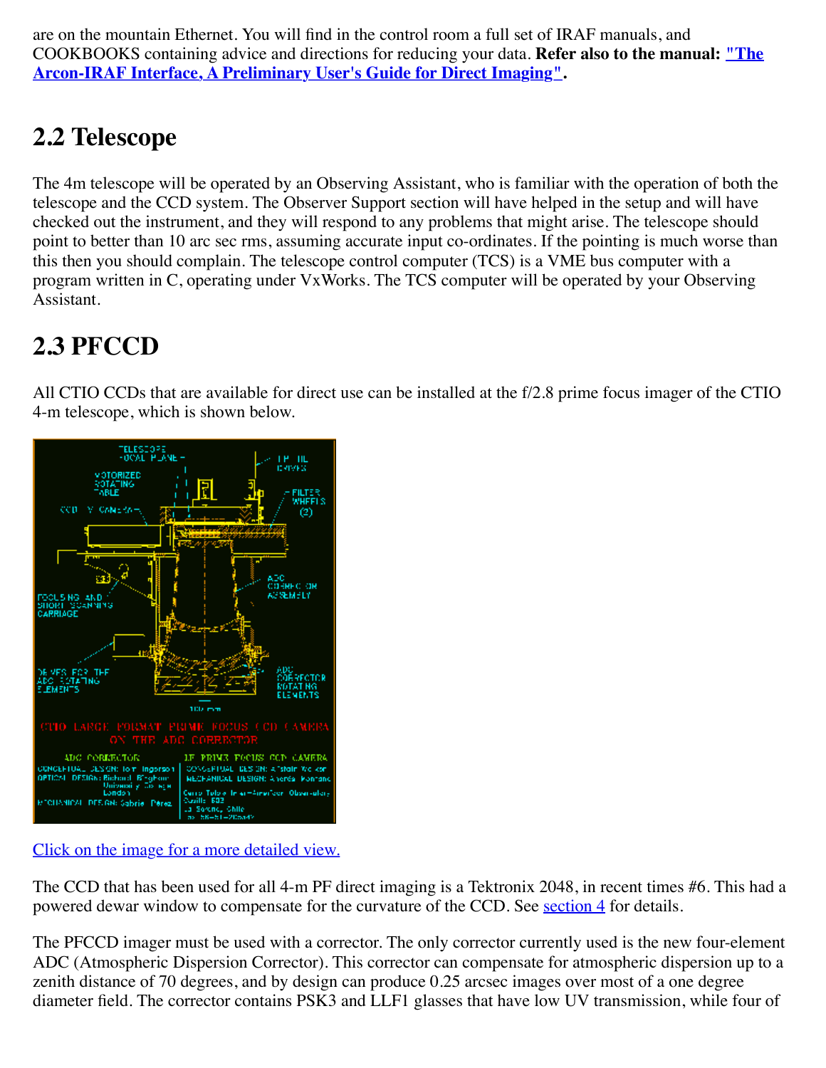are on the mountain Ethernet. You will find in the control room a full set of IRAF manuals, and COOKBOOKS containing advice and directions for reducing your data. **Refer also to the manual: ["The Arcon-IRAF Interface, A Preliminary User's Guide for Direct Imaging"].**

## 2.2 Telescope

The 4m telescope will be operated by an Observing Assistant, who is familiar with the operation of both the telescope and the CCD system. The Observer Support section will have helped in the setup and will have checked out the instrument, and they will respond to any problems that might arise. The telescope should point to better than 10 arc sec rms, assuming accurate input co-ordinates. If the pointing is much worse than this then you should complain. The telescope control computer (TCS) is a VME bus computer with a program written in C, operating under VxWorks. The TCS computer will be operated by your Observing Assistant.

## 2.3 PFCCD

All CTIO CCDs that are available for direct use can be installed at the f/2.8 prime focus imager of the CTIO 4-m telescope, which is shown below.

Click on the image for a more detailed view.

The CCD that has been used for all 4-m PF direct imaging is a Tektronix 2048, in recent times #6. This had a powered dewar window to compensate for the curvature of the CCD. See section 4 for details.

The PFCCD imager must be used with a corrector. The only corrector currently used is the new four-element ADC (Atmospheric Dispersion Corrector). This corrector can compensate for atmospheric dispersion up to a zenith distance of 70 degrees, and by design can produce 0.25 arcsec images over most of a one degree diameter field. The corrector contains PSK3 and LLF1 glasses that have low UV transmission, while four of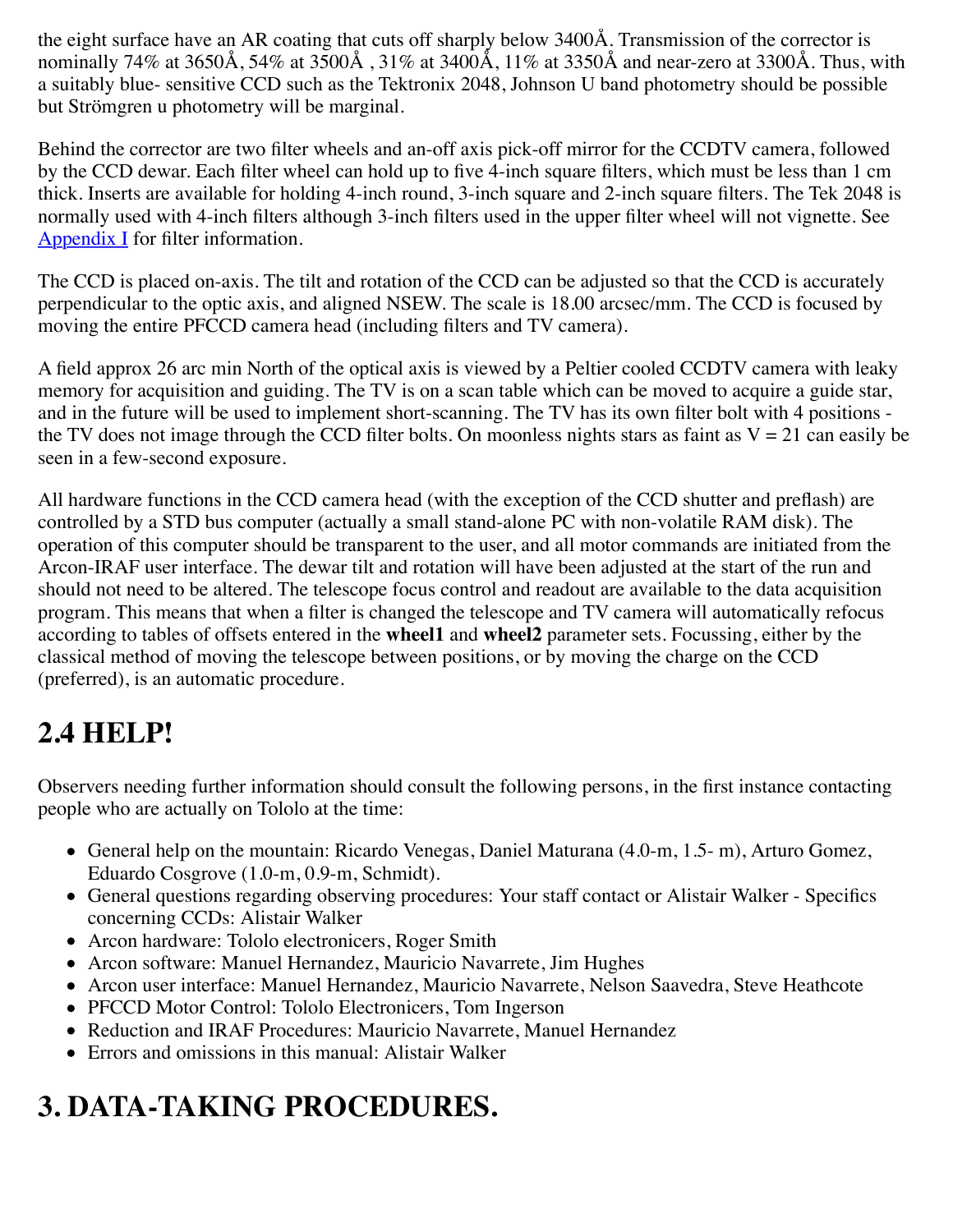the eight surface have an AR coating that cuts off sharply below 3400Å. Transmission of the corrector is nominally 74% at 3650Å, 54% at 3500Å , 31% at 3400Å, 11% at 3350Å and near-zero at 3300Å. Thus, with a suitably blue- sensitive CCD such as the Tektronix 2048, Johnson U band photometry should be possible but Strömgren u photometry will be marginal.

Behind the corrector are two filter wheels and an-off axis pick-off mirror for the CCDTV camera, followed by the CCD dewar. Each filter wheel can hold up to five 4-inch square filters, which must be less than 1 cm thick. Inserts are available for holding 4-inch round, 3-inch square and 2-inch square filters. The Tek 2048 is normally used with 4-inch filters although 3-inch filters used in the upper filter wheel will not vignette. See Appendix I for filter information.

The CCD is placed on-axis. The tilt and rotation of the CCD can be adjusted so that the CCD is accurately perpendicular to the optic axis, and aligned NSEW. The scale is 18.00 arcsec/mm. The CCD is focused by moving the entire PFCCD camera head (including filters and TV camera).

A field approx 26 arc min North of the optical axis is viewed by a Peltier cooled CCDTV camera with leaky memory for acquisition and guiding. The TV is on a scan table which can be moved to acquire a guide star, and in the future will be used to implement short-scanning. The TV has its own filter bolt with 4 positions - the TV does not image through the CCD filter bolts. On moonless nights stars as faint as V = 21 can easily be seen in a few-second exposure.

All hardware functions in the CCD camera head (with the exception of the CCD shutter and preflash) are controlled by a STD bus computer (actually a small stand-alone PC with non-volatile RAM disk). The operation of this computer should be transparent to the user, and all motor commands are initiated from the Arcon-IRAF user interface. The dewar tilt and rotation will have been adjusted at the start of the run and should not need to be altered. The telescope focus control and readout are available to the data acquisition program. This means that when a filter is changed the telescope and TV camera will automatically refocus according to tables of offsets entered in the **wheel1** and **wheel2** parameter sets. Focussing, either by the classical method of moving the telescope between positions, or by moving the charge on the CCD (preferred), is an automatic procedure.

## 2.4 HELP!

Observers needing further information should consult the following persons, in the first instance contacting people who are actually on Tololo at the time:

- General help on the mountain: Ricardo Venegas, Daniel Maturana (4.0-m, 1.5- m), Arturo Gomez, Eduardo Cosgrove (1.0-m, 0.9-m, Schmidt).
- General questions regarding observing procedures: Your staff contact or Alistair Walker - Specifics concerning CCDs: Alistair Walker
- Arcon hardware: Tololo electronicers, Roger Smith
- Arcon software: Manuel Hernandez, Mauricio Navarrete, Jim Hughes
- Arcon user interface: Manuel Hernandez, Mauricio Navarrete, Nelson Saavedra, Steve Heathcote
- PFCCD Motor Control: Tololo Electronicers, Tom Ingerson
- Reduction and IRAF Procedures: Mauricio Navarrete, Manuel Hernandez
- Errors and omissions in this manual: Alistair Walker

# 3. DATA-TAKING PROCEDURES.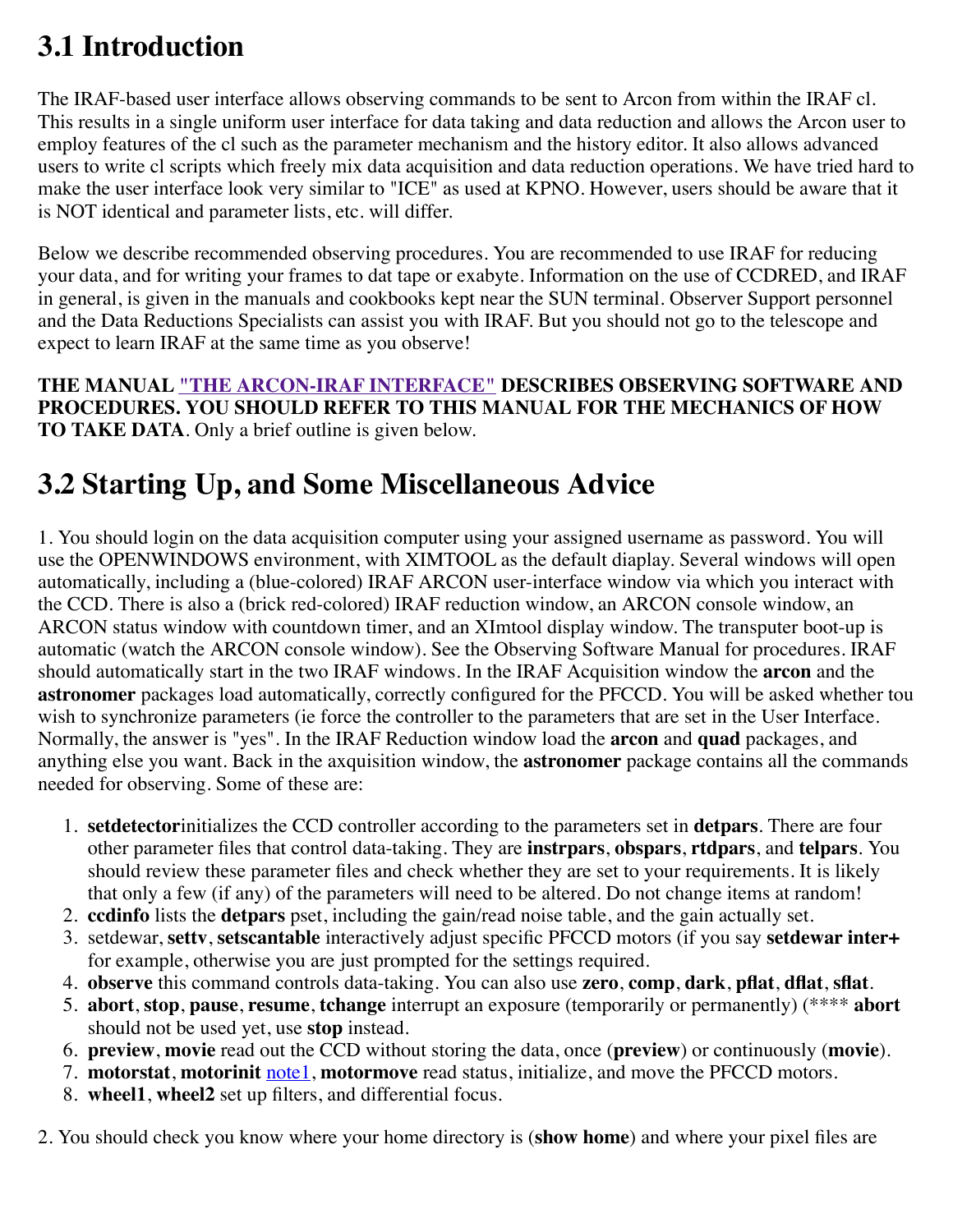## 3.1 Introduction

The IRAF-based user interface allows observing commands to be sent to Arcon from within the IRAF cl. This results in a single uniform user interface for data taking and data reduction and allows the Arcon user to employ features of the cl such as the parameter mechanism and the history editor. It also allows advanced users to write cl scripts which freely mix data acquisition and data reduction operations. We have tried hard to make the user interface look very similar to "ICE" as used at KPNO. However, users should be aware that it is NOT identical and parameter lists, etc. will differ.

Below we describe recommended observing procedures. You are recommended to use IRAF for reducing your data, and for writing your frames to dat tape or exabyte. Information on the use of CCDRED, and IRAF in general, is given in the manuals and cookbooks kept near the SUN terminal. Observer Support personnel and the Data Reductions Specialists can assist you with IRAF. But you should not go to the telescope and expect to learn IRAF at the same time as you observe!

**THE MANUAL "THE ARCON-IRAF INTERFACE" DESCRIBES OBSERVING SOFTWARE AND PROCEDURES. YOU SHOULD REFER TO THIS MANUAL FOR THE MECHANICS OF HOW TO TAKE DATA**. Only a brief outline is given below.

## 3.2 Starting Up, and Some Miscellaneous Advice

1. You should login on the data acquisition computer using your assigned username as password. You will use the OPENWINDOWS environment, with XIMTOOL as the default diaplay. Several windows will open automatically, including a (blue-colored) IRAF ARCON user-interface window via which you interact with the CCD. There is also a (brick red-colored) IRAF reduction window, an ARCON console window, an ARCON status window with countdown timer, and an XImtool display window. The transputer boot-up is automatic (watch the ARCON console window). See the Observing Software Manual for procedures. IRAF should automatically start in the two IRAF windows. In the IRAF Acquisition window the **arcon** and the **astronomer** packages load automatically, correctly configured for the PFCCD. You will be asked whether tou wish to synchronize parameters (ie force the controller to the parameters that are set in the User Interface. Normally, the answer is "yes". In the IRAF Reduction window load the **arcon** and **quad** packages, and anything else you want. Back in the axquisition window, the **astronomer** package contains all the commands needed for observing. Some of these are:

1. **setdetector**initializes the CCD controller according to the parameters set in **detpars**. There are four other parameter files that control data-taking. They are **instrpars**, **obspars**, **rtdpars**, and **telpars**. You should review these parameter files and check whether they are set to your requirements. It is likely that only a few (if any) of the parameters will need to be altered. Do not change items at random!
2. **ccdinfo** lists the **detpars** pset, including the gain/read noise table, and the gain actually set.
3. setdewar, **settv**, **setscantable** interactively adjust specific PFCCD motors (if you say **setdewar inter+** for example, otherwise you are just prompted for the settings required.
4. **observe** this command controls data-taking. You can also use **zero**, **comp**, **dark**, **pflat**, **dflat**, **sflat**.
5. **abort**, **stop**, **pause**, **resume**, **tchange** interrupt an exposure (temporarily or permanently) (**** **abort** should not be used yet, use **stop** instead.
6. **preview**, **movie** read out the CCD without storing the data, once (**preview**) or continuously (**movie**).
7. **motorstat**, **motorinit** note1, **motormove** read status, initialize, and move the PFCCD motors.
8. **wheel1**, **wheel2** set up filters, and differential focus.

2. You should check you know where your home directory is (**show home**) and where your pixel files are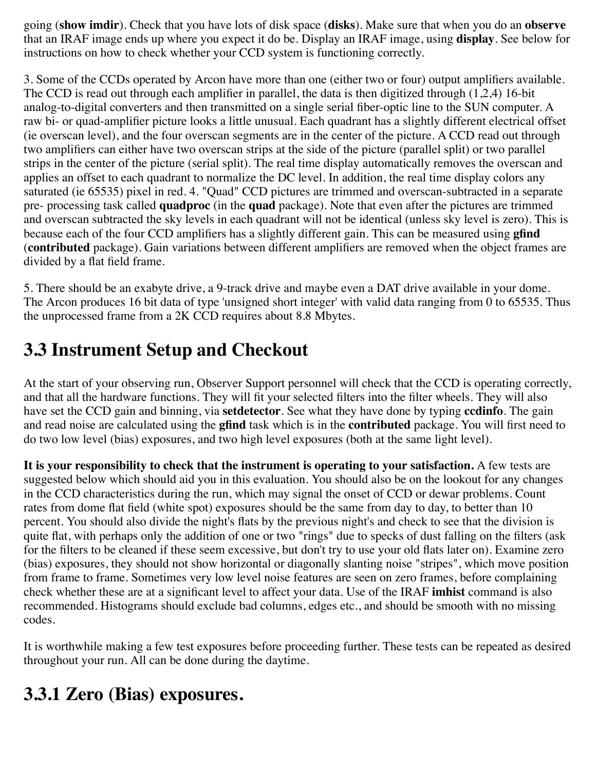going (**show imdir**). Check that you have lots of disk space (**disks**). Make sure that when you do an **observe** that an IRAF image ends up where you expect it do be. Display an IRAF image, using **display**. See below for instructions on how to check whether your CCD system is functioning correctly.

3. Some of the CCDs operated by Arcon have more than one (either two or four) output amplifiers available. The CCD is read out through each amplifier in parallel, the data is then digitized through (1,2,4) 16-bit analog-to-digital converters and then transmitted on a single serial fiber-optic line to the SUN computer. A raw bi- or quad-amplifier picture looks a little unusual. Each quadrant has a slightly different electrical offset (ie overscan level), and the four overscan segments are in the center of the picture. A CCD read out through two amplifiers can either have two overscan strips at the side of the picture (parallel split) or two parallel strips in the center of the picture (serial split). The real time display automatically removes the overscan and applies an offset to each quadrant to normalize the DC level. In addition, the real time display colors any saturated (ie 65535) pixel in red. 4. "Quad" CCD pictures are trimmed and overscan-subtracted in a separate pre- processing task called **quadproc** (in the **quad** package). Note that even after the pictures are trimmed and overscan subtracted the sky levels in each quadrant will not be identical (unless sky level is zero). This is because each of the four CCD amplifiers has a slightly different gain. This can be measured using **gfind** (**contributed** package). Gain variations between different amplifiers are removed when the object frames are divided by a flat field frame.

5. There should be an exabyte drive, a 9-track drive and maybe even a DAT drive available in your dome. The Arcon produces 16 bit data of type 'unsigned short integer' with valid data ranging from 0 to 65535. Thus the unprocessed frame from a 2K CCD requires about 8.8 Mbytes.

## 3.3 Instrument Setup and Checkout

At the start of your observing run, Observer Support personnel will check that the CCD is operating correctly, and that all the hardware functions. They will fit your selected filters into the filter wheels. They will also have set the CCD gain and binning, via **setdetector**. See what they have done by typing **ccdinfo**. The gain and read noise are calculated using the **gfind** task which is in the **contributed** package. You will first need to do two low level (bias) exposures, and two high level exposures (both at the same light level).

**It is your responsibility to check that the instrument is operating to your satisfaction.** A few tests are suggested below which should aid you in this evaluation. You should also be on the lookout for any changes in the CCD characteristics during the run, which may signal the onset of CCD or dewar problems. Count rates from dome flat field (white spot) exposures should be the same from day to day, to better than 10 percent. You should also divide the night's flats by the previous night's and check to see that the division is quite flat, with perhaps only the addition of one or two "rings" due to specks of dust falling on the filters (ask for the filters to be cleaned if these seem excessive, but don't try to use your old flats later on). Examine zero (bias) exposures, they should not show horizontal or diagonally slanting noise "stripes", which move position from frame to frame. Sometimes very low level noise features are seen on zero frames, before complaining check whether these are at a significant level to affect your data. Use of the IRAF **imhist** command is also recommended. Histograms should exclude bad columns, edges etc., and should be smooth with no missing codes.

It is worthwhile making a few test exposures before proceeding further. These tests can be repeated as desired throughout your run. All can be done during the daytime.

## 3.3.1 Zero (Bias) exposures.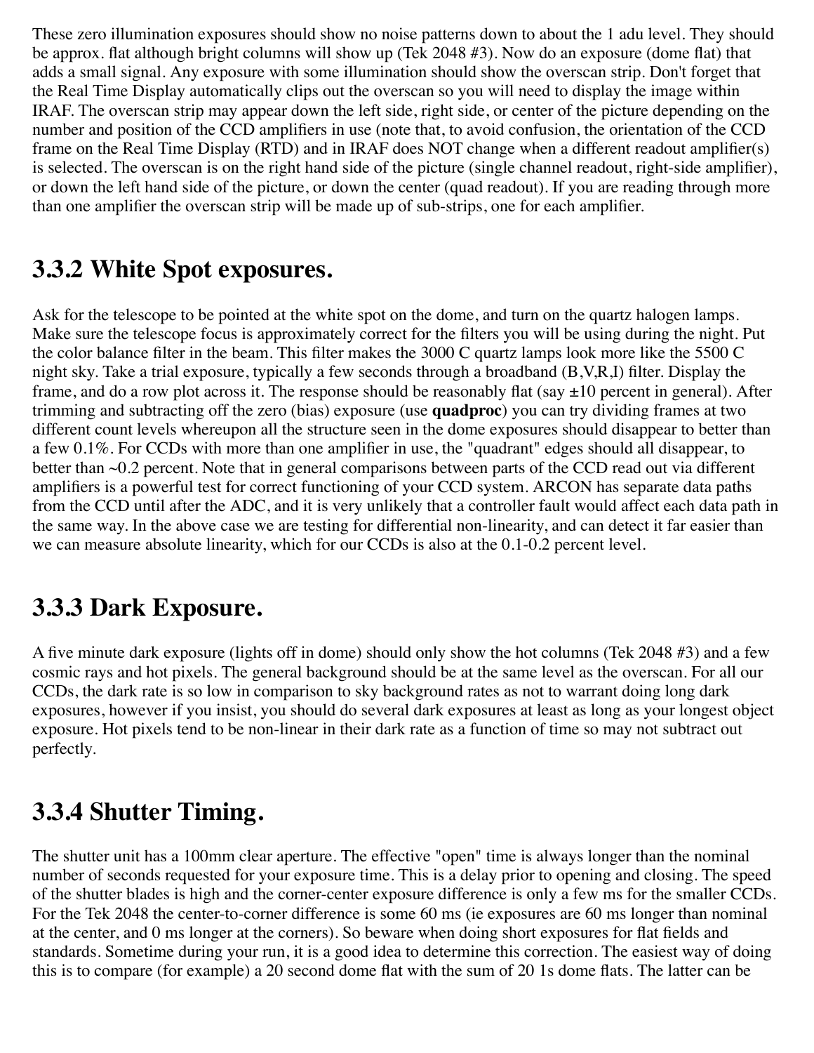These zero illumination exposures should show no noise patterns down to about the 1 adu level. They should be approx. flat although bright columns will show up (Tek 2048 #3). Now do an exposure (dome flat) that adds a small signal. Any exposure with some illumination should show the overscan strip. Don't forget that the Real Time Display automatically clips out the overscan so you will need to display the image within IRAF. The overscan strip may appear down the left side, right side, or center of the picture depending on the number and position of the CCD amplifiers in use (note that, to avoid confusion, the orientation of the CCD frame on the Real Time Display (RTD) and in IRAF does NOT change when a different readout amplifier(s) is selected. The overscan is on the right hand side of the picture (single channel readout, right-side amplifier), or down the left hand side of the picture, or down the center (quad readout). If you are reading through more than one amplifier the overscan strip will be made up of sub-strips, one for each amplifier.

## 3.3.2 White Spot exposures.

Ask for the telescope to be pointed at the white spot on the dome, and turn on the quartz halogen lamps. Make sure the telescope focus is approximately correct for the filters you will be using during the night. Put the color balance filter in the beam. This filter makes the 3000 C quartz lamps look more like the 5500 C night sky. Take a trial exposure, typically a few seconds through a broadband (B,V,R,I) filter. Display the frame, and do a row plot across it. The response should be reasonably flat (say ±10 percent in general). After trimming and subtracting off the zero (bias) exposure (use **quadproc**) you can try dividing frames at two different count levels whereupon all the structure seen in the dome exposures should disappear to better than a few 0.1%. For CCDs with more than one amplifier in use, the "quadrant" edges should all disappear, to better than ~0.2 percent. Note that in general comparisons between parts of the CCD read out via different amplifiers is a powerful test for correct functioning of your CCD system. ARCON has separate data paths from the CCD until after the ADC, and it is very unlikely that a controller fault would affect each data path in the same way. In the above case we are testing for differential non-linearity, and can detect it far easier than we can measure absolute linearity, which for our CCDs is also at the 0.1-0.2 percent level.

## 3.3.3 Dark Exposure.

A five minute dark exposure (lights off in dome) should only show the hot columns (Tek 2048 #3) and a few cosmic rays and hot pixels. The general background should be at the same level as the overscan. For all our CCDs, the dark rate is so low in comparison to sky background rates as not to warrant doing long dark exposures, however if you insist, you should do several dark exposures at least as long as your longest object exposure. Hot pixels tend to be non-linear in their dark rate as a function of time so may not subtract out perfectly.

## 3.3.4 Shutter Timing.

The shutter unit has a 100mm clear aperture. The effective "open" time is always longer than the nominal number of seconds requested for your exposure time. This is a delay prior to opening and closing. The speed of the shutter blades is high and the corner-center exposure difference is only a few ms for the smaller CCDs. For the Tek 2048 the center-to-corner difference is some 60 ms (ie exposures are 60 ms longer than nominal at the center, and 0 ms longer at the corners). So beware when doing short exposures for flat fields and standards. Sometime during your run, it is a good idea to determine this correction. The easiest way of doing this is to compare (for example) a 20 second dome flat with the sum of 20 1s dome flats. The latter can be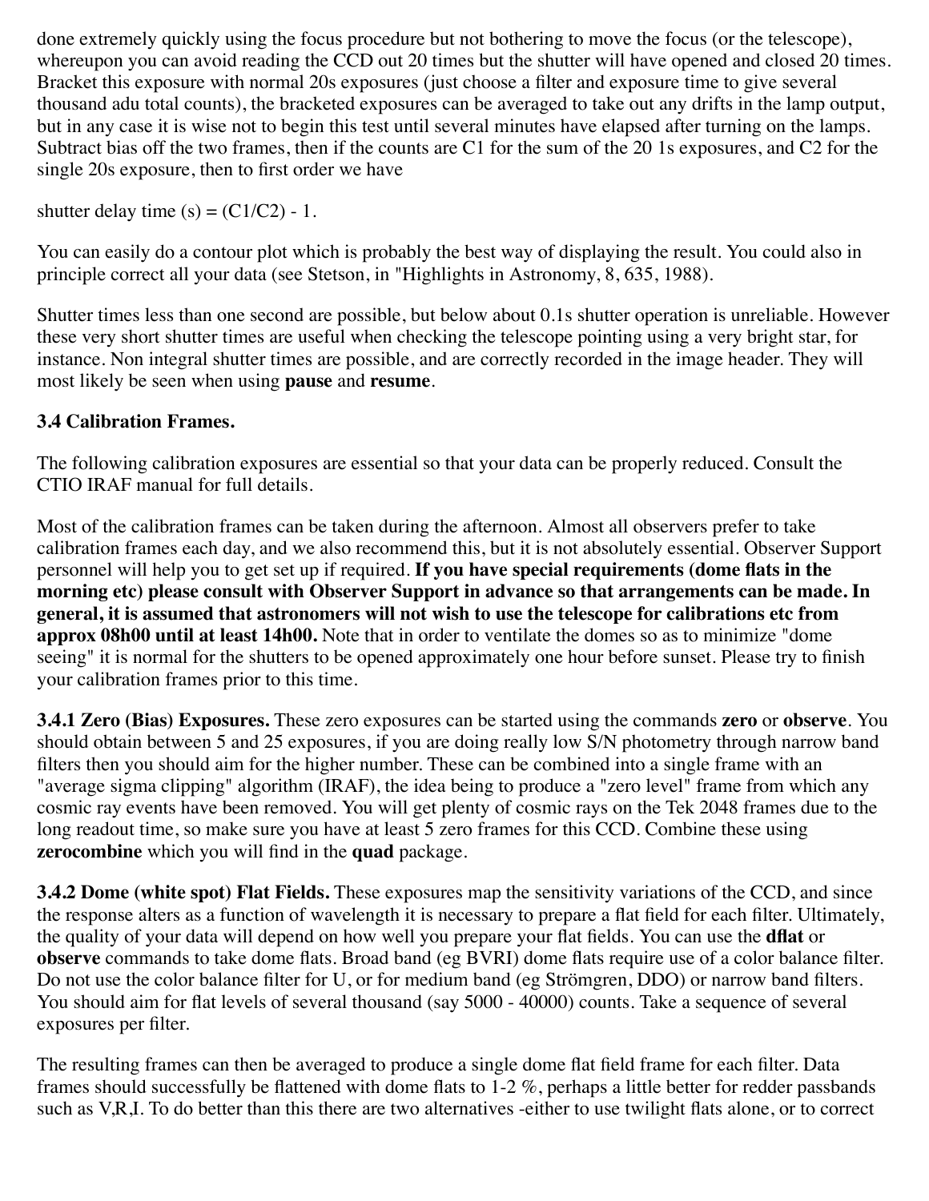done extremely quickly using the focus procedure but not bothering to move the focus (or the telescope), whereupon you can avoid reading the CCD out 20 times but the shutter will have opened and closed 20 times. Bracket this exposure with normal 20s exposures (just choose a filter and exposure time to give several thousand adu total counts), the bracketed exposures can be averaged to take out any drifts in the lamp output, but in any case it is wise not to begin this test until several minutes have elapsed after turning on the lamps. Subtract bias off the two frames, then if the counts are C1 for the sum of the 20 1s exposures, and C2 for the single 20s exposure, then to first order we have

shutter delay time (s) = (C1/C2) - 1.

You can easily do a contour plot which is probably the best way of displaying the result. You could also in principle correct all your data (see Stetson, in "Highlights in Astronomy, 8, 635, 1988).

Shutter times less than one second are possible, but below about 0.1s shutter operation is unreliable. However these very short shutter times are useful when checking the telescope pointing using a very bright star, for instance. Non integral shutter times are possible, and are correctly recorded in the image header. They will most likely be seen when using **pause** and **resume**.

### 3.4 Calibration Frames.

The following calibration exposures are essential so that your data can be properly reduced. Consult the CTIO IRAF manual for full details.

Most of the calibration frames can be taken during the afternoon. Almost all observers prefer to take calibration frames each day, and we also recommend this, but it is not absolutely essential. Observer Support personnel will help you to get set up if required. **If you have special requirements (dome flats in the morning etc) please consult with Observer Support in advance so that arrangements can be made. In general, it is assumed that astronomers will not wish to use the telescope for calibrations etc from approx 08h00 until at least 14h00.** Note that in order to ventilate the domes so as to minimize "dome seeing" it is normal for the shutters to be opened approximately one hour before sunset. Please try to finish your calibration frames prior to this time.

**3.4.1 Zero (Bias) Exposures.** These zero exposures can be started using the commands **zero** or **observe**. You should obtain between 5 and 25 exposures, if you are doing really low S/N photometry through narrow band filters then you should aim for the higher number. These can be combined into a single frame with an "average sigma clipping" algorithm (IRAF), the idea being to produce a "zero level" frame from which any cosmic ray events have been removed. You will get plenty of cosmic rays on the Tek 2048 frames due to the long readout time, so make sure you have at least 5 zero frames for this CCD. Combine these using **zerocombine** which you will find in the **quad** package.

**3.4.2 Dome (white spot) Flat Fields.** These exposures map the sensitivity variations of the CCD, and since the response alters as a function of wavelength it is necessary to prepare a flat field for each filter. Ultimately, the quality of your data will depend on how well you prepare your flat fields. You can use the **dflat** or **observe** commands to take dome flats. Broad band (eg BVRI) dome flats require use of a color balance filter. Do not use the color balance filter for U, or for medium band (eg Strömgren, DDO) or narrow band filters. You should aim for flat levels of several thousand (say 5000 - 40000) counts. Take a sequence of several exposures per filter.

The resulting frames can then be averaged to produce a single dome flat field frame for each filter. Data frames should successfully be flattened with dome flats to 1-2 %, perhaps a little better for redder passbands such as V,R,I. To do better than this there are two alternatives -either to use twilight flats alone, or to correct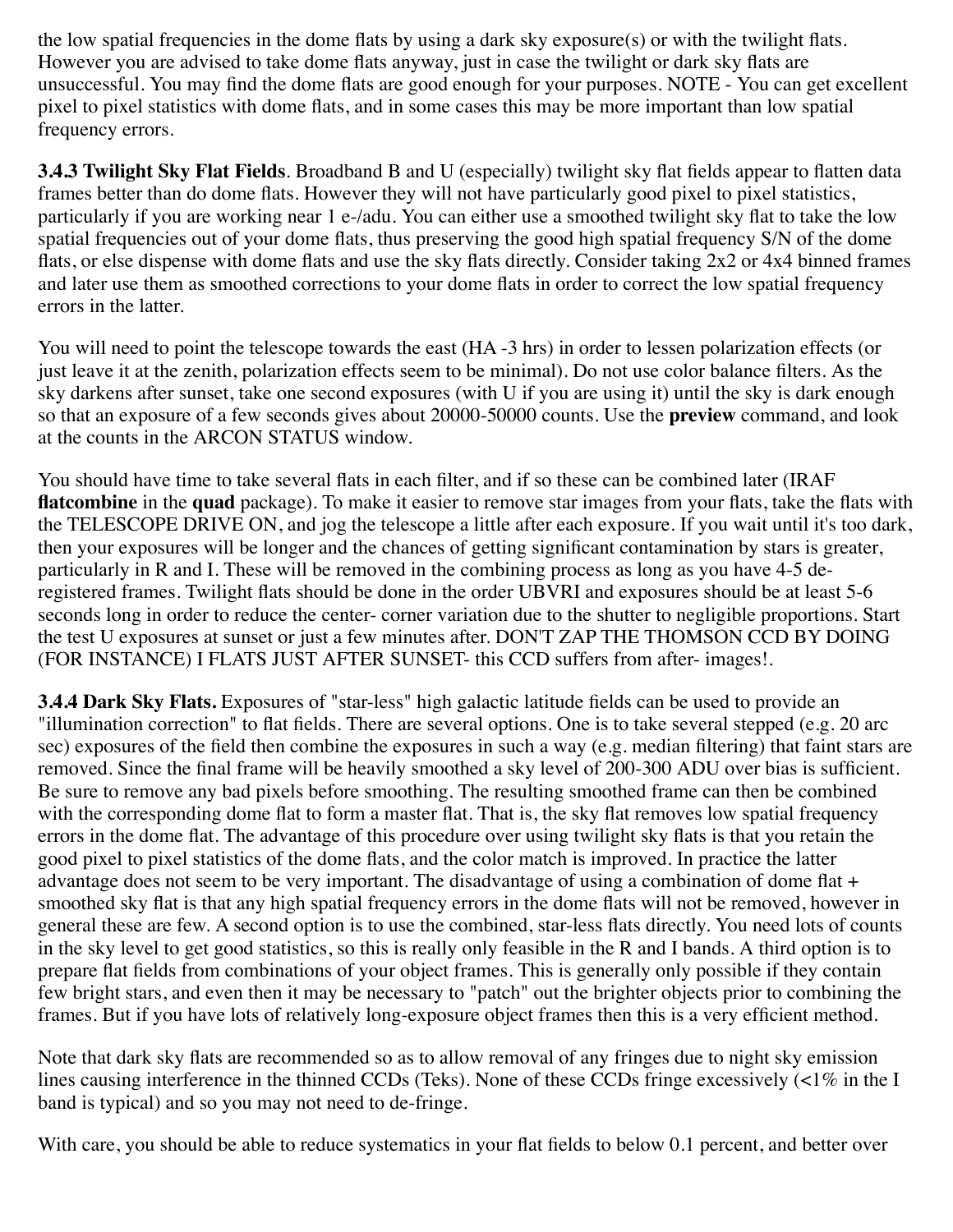the low spatial frequencies in the dome flats by using a dark sky exposure(s) or with the twilight flats. However you are advised to take dome flats anyway, just in case the twilight or dark sky flats are unsuccessful. You may find the dome flats are good enough for your purposes. NOTE - You can get excellent pixel to pixel statistics with dome flats, and in some cases this may be more important than low spatial frequency errors.

**3.4.3 Twilight Sky Flat Fields**. Broadband B and U (especially) twilight sky flat fields appear to flatten data frames better than do dome flats. However they will not have particularly good pixel to pixel statistics, particularly if you are working near 1 e-/adu. You can either use a smoothed twilight sky flat to take the low spatial frequencies out of your dome flats, thus preserving the good high spatial frequency S/N of the dome flats, or else dispense with dome flats and use the sky flats directly. Consider taking 2x2 or 4x4 binned frames and later use them as smoothed corrections to your dome flats in order to correct the low spatial frequency errors in the latter.

You will need to point the telescope towards the east (HA -3 hrs) in order to lessen polarization effects (or just leave it at the zenith, polarization effects seem to be minimal). Do not use color balance filters. As the sky darkens after sunset, take one second exposures (with U if you are using it) until the sky is dark enough so that an exposure of a few seconds gives about 20000-50000 counts. Use the **preview** command, and look at the counts in the ARCON STATUS window.

You should have time to take several flats in each filter, and if so these can be combined later (IRAF **flatcombine** in the **quad** package). To make it easier to remove star images from your flats, take the flats with the TELESCOPE DRIVE ON, and jog the telescope a little after each exposure. If you wait until it's too dark, then your exposures will be longer and the chances of getting significant contamination by stars is greater, particularly in R and I. These will be removed in the combining process as long as you have 4-5 de-registered frames. Twilight flats should be done in the order UBVRI and exposures should be at least 5-6 seconds long in order to reduce the center- corner variation due to the shutter to negligible proportions. Start the test U exposures at sunset or just a few minutes after. DON'T ZAP THE THOMSON CCD BY DOING (FOR INSTANCE) I FLATS JUST AFTER SUNSET- this CCD suffers from after- images!.

**3.4.4 Dark Sky Flats.** Exposures of "star-less" high galactic latitude fields can be used to provide an "illumination correction" to flat fields. There are several options. One is to take several stepped (e.g. 20 arc sec) exposures of the field then combine the exposures in such a way (e.g. median filtering) that faint stars are removed. Since the final frame will be heavily smoothed a sky level of 200-300 ADU over bias is sufficient. Be sure to remove any bad pixels before smoothing. The resulting smoothed frame can then be combined with the corresponding dome flat to form a master flat. That is, the sky flat removes low spatial frequency errors in the dome flat. The advantage of this procedure over using twilight sky flats is that you retain the good pixel to pixel statistics of the dome flats, and the color match is improved. In practice the latter advantage does not seem to be very important. The disadvantage of using a combination of dome flat + smoothed sky flat is that any high spatial frequency errors in the dome flats will not be removed, however in general these are few. A second option is to use the combined, star-less flats directly. You need lots of counts in the sky level to get good statistics, so this is really only feasible in the R and I bands. A third option is to prepare flat fields from combinations of your object frames. This is generally only possible if they contain few bright stars, and even then it may be necessary to "patch" out the brighter objects prior to combining the frames. But if you have lots of relatively long-exposure object frames then this is a very efficient method.

Note that dark sky flats are recommended so as to allow removal of any fringes due to night sky emission lines causing interference in the thinned CCDs (Teks). None of these CCDs fringe excessively (<1% in the I band is typical) and so you may not need to de-fringe.

With care, you should be able to reduce systematics in your flat fields to below 0.1 percent, and better over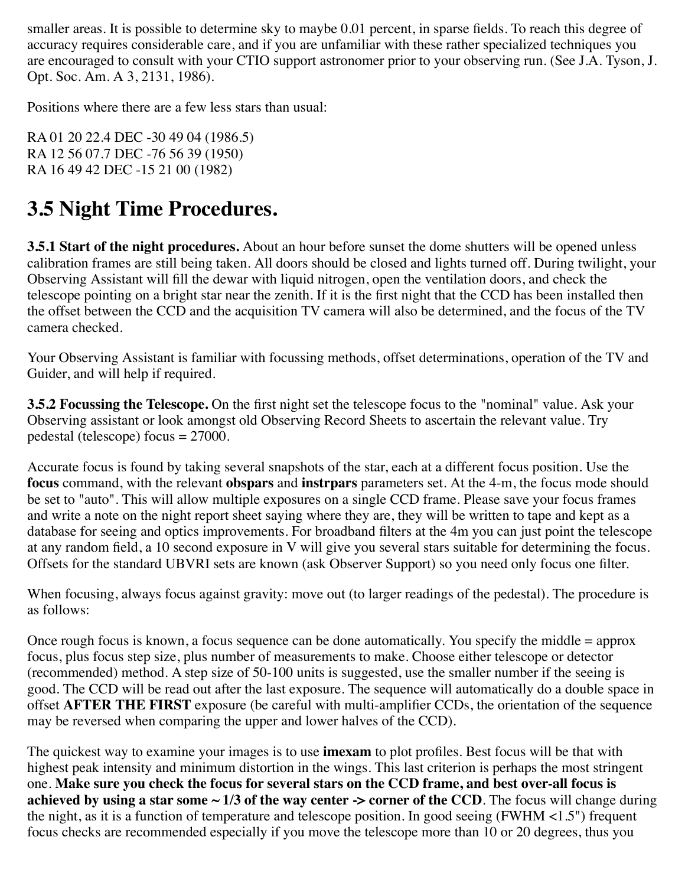smaller areas. It is possible to determine sky to maybe 0.01 percent, in sparse fields. To reach this degree of accuracy requires considerable care, and if you are unfamiliar with these rather specialized techniques you are encouraged to consult with your CTIO support astronomer prior to your observing run. (See J.A. Tyson, J. Opt. Soc. Am. A 3, 2131, 1986).

Positions where there are a few less stars than usual:

RA 01 20 22.4 DEC -30 49 04 (1986.5)
RA 12 56 07.7 DEC -76 56 39 (1950)
RA 16 49 42 DEC -15 21 00 (1982)

# 3.5 Night Time Procedures.

**3.5.1 Start of the night procedures.** About an hour before sunset the dome shutters will be opened unless calibration frames are still being taken. All doors should be closed and lights turned off. During twilight, your Observing Assistant will fill the dewar with liquid nitrogen, open the ventilation doors, and check the telescope pointing on a bright star near the zenith. If it is the first night that the CCD has been installed then the offset between the CCD and the acquisition TV camera will also be determined, and the focus of the TV camera checked.

Your Observing Assistant is familiar with focussing methods, offset determinations, operation of the TV and Guider, and will help if required.

**3.5.2 Focussing the Telescope.** On the first night set the telescope focus to the "nominal" value. Ask your Observing assistant or look amongst old Observing Record Sheets to ascertain the relevant value. Try pedestal (telescope) focus = 27000.

Accurate focus is found by taking several snapshots of the star, each at a different focus position. Use the **focus** command, with the relevant **obspars** and **instrpars** parameters set. At the 4-m, the focus mode should be set to "auto". This will allow multiple exposures on a single CCD frame. Please save your focus frames and write a note on the night report sheet saying where they are, they will be written to tape and kept as a database for seeing and optics improvements. For broadband filters at the 4m you can just point the telescope at any random field, a 10 second exposure in V will give you several stars suitable for determining the focus. Offsets for the standard UBVRI sets are known (ask Observer Support) so you need only focus one filter.

When focusing, always focus against gravity: move out (to larger readings of the pedestal). The procedure is as follows:

Once rough focus is known, a focus sequence can be done automatically. You specify the middle = approx focus, plus focus step size, plus number of measurements to make. Choose either telescope or detector (recommended) method. A step size of 50-100 units is suggested, use the smaller number if the seeing is good. The CCD will be read out after the last exposure. The sequence will automatically do a double space in offset **AFTER THE FIRST** exposure (be careful with multi-amplifier CCDs, the orientation of the sequence may be reversed when comparing the upper and lower halves of the CCD).

The quickest way to examine your images is to use **imexam** to plot profiles. Best focus will be that with highest peak intensity and minimum distortion in the wings. This last criterion is perhaps the most stringent one. **Make sure you check the focus for several stars on the CCD frame, and best over-all focus is achieved by using a star some ~ 1/3 of the way center -> corner of the CCD**. The focus will change during the night, as it is a function of temperature and telescope position. In good seeing (FWHM <1.5") frequent focus checks are recommended especially if you move the telescope more than 10 or 20 degrees, thus you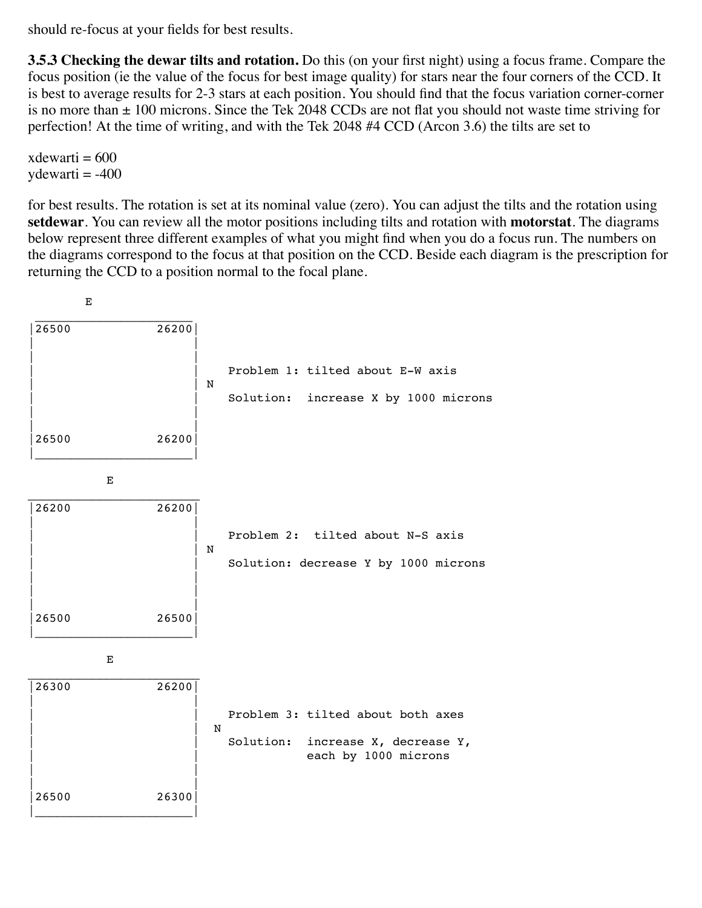should re-focus at your fields for best results.

**3.5.3 Checking the dewar tilts and rotation.** Do this (on your first night) using a focus frame. Compare the focus position (ie the value of the focus for best image quality) for stars near the four corners of the CCD. It is best to average results for 2-3 stars at each position. You should find that the focus variation corner-corner is no more than ± 100 microns. Since the Tek 2048 CCDs are not flat you should not waste time striving for perfection! At the time of writing, and with the Tek 2048 #4 CCD (Arcon 3.6) the tilts are set to

xdewarti = 600
ydewarti = -400

for best results. The rotation is set at its nominal value (zero). You can adjust the tilts and the rotation using **setdewar**. You can review all the motor positions including tilts and rotation with **motorstat**. The diagrams below represent three different examples of what you might find when you do a focus run. The numbers on the diagrams correspond to the focus at that position on the CCD. Beside each diagram is the prescription for returning the CCD to a position normal to the focal plane.

```
         E
 ______________________
|26500            26200|
|                      |
|                      |
|                      |    Problem 1: tilted about E-W axis
|                      | N
|                      |    Solution:  increase X by 1000 microns
|                      |
|                      |
|26500            26200|
|______________________|

            E
 ______________________
|26200            26200|
|                      |
|                      |    Problem 2:  tilted about N-S axis
|                      | N
|                      |    Solution: decrease Y by 1000 microns
|                      |
|                      |
|26500            26500|
|______________________|

            E
 ______________________
|26300            26200|
|                      |
|                      |    Problem 3: tilted about both axes
|                      |  N
|                      |    Solution:  increase X, decrease Y,
|                      |               each by 1000 microns
|                      |
|26500            26300|
|______________________|
```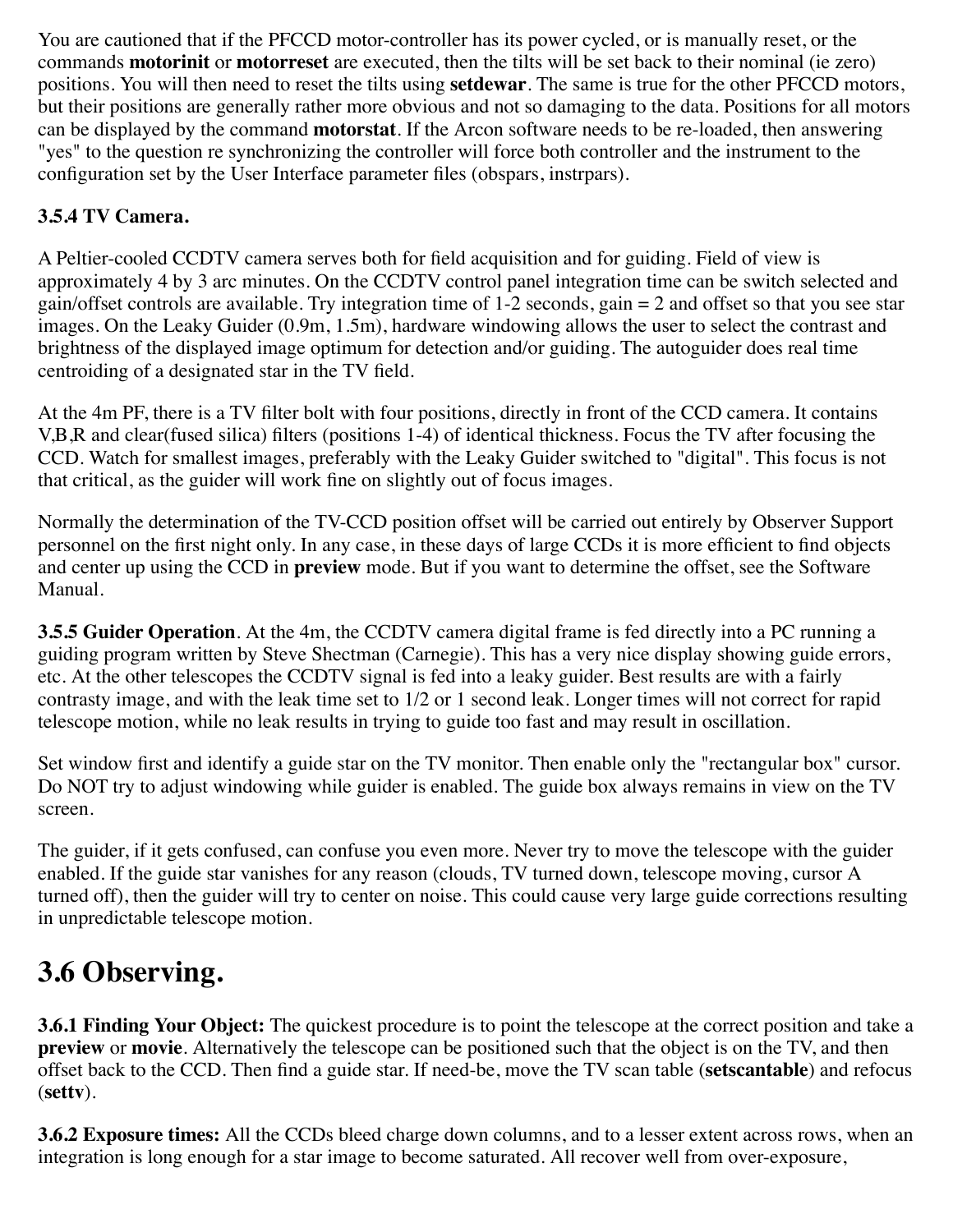You are cautioned that if the PFCCD motor-controller has its power cycled, or is manually reset, or the commands **motorinit** or **motorreset** are executed, then the tilts will be set back to their nominal (ie zero) positions. You will then need to reset the tilts using **setdewar**. The same is true for the other PFCCD motors, but their positions are generally rather more obvious and not so damaging to the data. Positions for all motors can be displayed by the command **motorstat**. If the Arcon software needs to be re-loaded, then answering "yes" to the question re synchronizing the controller will force both controller and the instrument to the configuration set by the User Interface parameter files (obspars, instrpars).

**3.5.4 TV Camera.**

A Peltier-cooled CCDTV camera serves both for field acquisition and for guiding. Field of view is approximately 4 by 3 arc minutes. On the CCDTV control panel integration time can be switch selected and gain/offset controls are available. Try integration time of 1-2 seconds, gain = 2 and offset so that you see star images. On the Leaky Guider (0.9m, 1.5m), hardware windowing allows the user to select the contrast and brightness of the displayed image optimum for detection and/or guiding. The autoguider does real time centroiding of a designated star in the TV field.

At the 4m PF, there is a TV filter bolt with four positions, directly in front of the CCD camera. It contains V,B,R and clear(fused silica) filters (positions 1-4) of identical thickness. Focus the TV after focusing the CCD. Watch for smallest images, preferably with the Leaky Guider switched to "digital". This focus is not that critical, as the guider will work fine on slightly out of focus images.

Normally the determination of the TV-CCD position offset will be carried out entirely by Observer Support personnel on the first night only. In any case, in these days of large CCDs it is more efficient to find objects and center up using the CCD in **preview** mode. But if you want to determine the offset, see the Software Manual.

**3.5.5 Guider Operation**. At the 4m, the CCDTV camera digital frame is fed directly into a PC running a guiding program written by Steve Shectman (Carnegie). This has a very nice display showing guide errors, etc. At the other telescopes the CCDTV signal is fed into a leaky guider. Best results are with a fairly contrasty image, and with the leak time set to 1/2 or 1 second leak. Longer times will not correct for rapid telescope motion, while no leak results in trying to guide too fast and may result in oscillation.

Set window first and identify a guide star on the TV monitor. Then enable only the "rectangular box" cursor. Do NOT try to adjust windowing while guider is enabled. The guide box always remains in view on the TV screen.

The guider, if it gets confused, can confuse you even more. Never try to move the telescope with the guider enabled. If the guide star vanishes for any reason (clouds, TV turned down, telescope moving, cursor A turned off), then the guider will try to center on noise. This could cause very large guide corrections resulting in unpredictable telescope motion.

## 3.6 Observing.

**3.6.1 Finding Your Object:** The quickest procedure is to point the telescope at the correct position and take a **preview** or **movie**. Alternatively the telescope can be positioned such that the object is on the TV, and then offset back to the CCD. Then find a guide star. If need-be, move the TV scan table (**setscantable**) and refocus (**settv**).

**3.6.2 Exposure times:** All the CCDs bleed charge down columns, and to a lesser extent across rows, when an integration is long enough for a star image to become saturated. All recover well from over-exposure,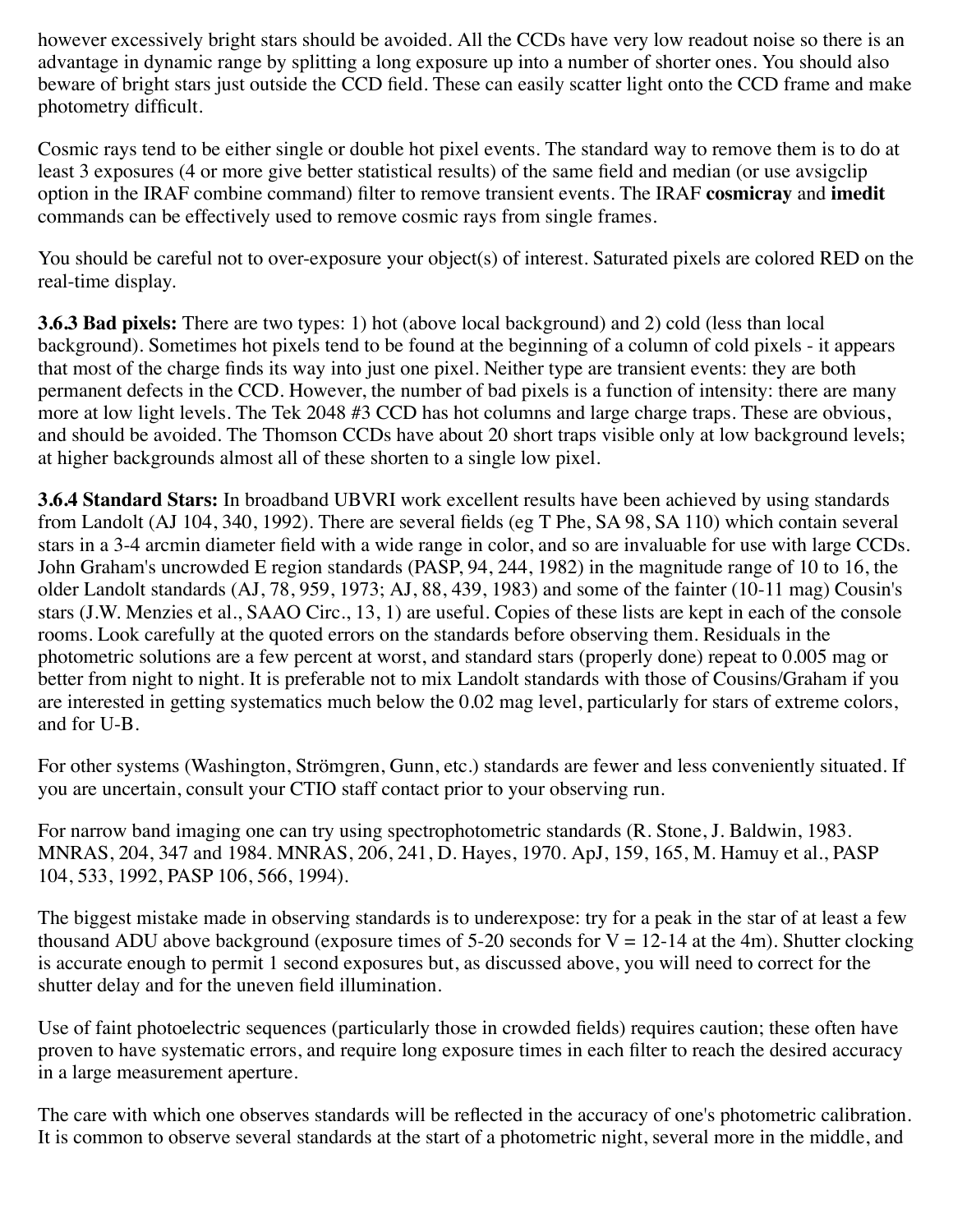however excessively bright stars should be avoided. All the CCDs have very low readout noise so there is an advantage in dynamic range by splitting a long exposure up into a number of shorter ones. You should also beware of bright stars just outside the CCD field. These can easily scatter light onto the CCD frame and make photometry difficult.

Cosmic rays tend to be either single or double hot pixel events. The standard way to remove them is to do at least 3 exposures (4 or more give better statistical results) of the same field and median (or use avsigclip option in the IRAF combine command) filter to remove transient events. The IRAF **cosmicray** and **imedit** commands can be effectively used to remove cosmic rays from single frames.

You should be careful not to over-exposure your object(s) of interest. Saturated pixels are colored RED on the real-time display.

**3.6.3 Bad pixels:** There are two types: 1) hot (above local background) and 2) cold (less than local background). Sometimes hot pixels tend to be found at the beginning of a column of cold pixels - it appears that most of the charge finds its way into just one pixel. Neither type are transient events: they are both permanent defects in the CCD. However, the number of bad pixels is a function of intensity: there are many more at low light levels. The Tek 2048 #3 CCD has hot columns and large charge traps. These are obvious, and should be avoided. The Thomson CCDs have about 20 short traps visible only at low background levels; at higher backgrounds almost all of these shorten to a single low pixel.

**3.6.4 Standard Stars:** In broadband UBVRI work excellent results have been achieved by using standards from Landolt (AJ 104, 340, 1992). There are several fields (eg T Phe, SA 98, SA 110) which contain several stars in a 3-4 arcmin diameter field with a wide range in color, and so are invaluable for use with large CCDs. John Graham's uncrowded E region standards (PASP, 94, 244, 1982) in the magnitude range of 10 to 16, the older Landolt standards (AJ, 78, 959, 1973; AJ, 88, 439, 1983) and some of the fainter (10-11 mag) Cousin's stars (J.W. Menzies et al., SAAO Circ., 13, 1) are useful. Copies of these lists are kept in each of the console rooms. Look carefully at the quoted errors on the standards before observing them. Residuals in the photometric solutions are a few percent at worst, and standard stars (properly done) repeat to 0.005 mag or better from night to night. It is preferable not to mix Landolt standards with those of Cousins/Graham if you are interested in getting systematics much below the 0.02 mag level, particularly for stars of extreme colors, and for U-B.

For other systems (Washington, Strömgren, Gunn, etc.) standards are fewer and less conveniently situated. If you are uncertain, consult your CTIO staff contact prior to your observing run.

For narrow band imaging one can try using spectrophotometric standards (R. Stone, J. Baldwin, 1983. MNRAS, 204, 347 and 1984. MNRAS, 206, 241, D. Hayes, 1970. ApJ, 159, 165, M. Hamuy et al., PASP 104, 533, 1992, PASP 106, 566, 1994).

The biggest mistake made in observing standards is to underexpose: try for a peak in the star of at least a few thousand ADU above background (exposure times of 5-20 seconds for V = 12-14 at the 4m). Shutter clocking is accurate enough to permit 1 second exposures but, as discussed above, you will need to correct for the shutter delay and for the uneven field illumination.

Use of faint photoelectric sequences (particularly those in crowded fields) requires caution; these often have proven to have systematic errors, and require long exposure times in each filter to reach the desired accuracy in a large measurement aperture.

The care with which one observes standards will be reflected in the accuracy of one's photometric calibration. It is common to observe several standards at the start of a photometric night, several more in the middle, and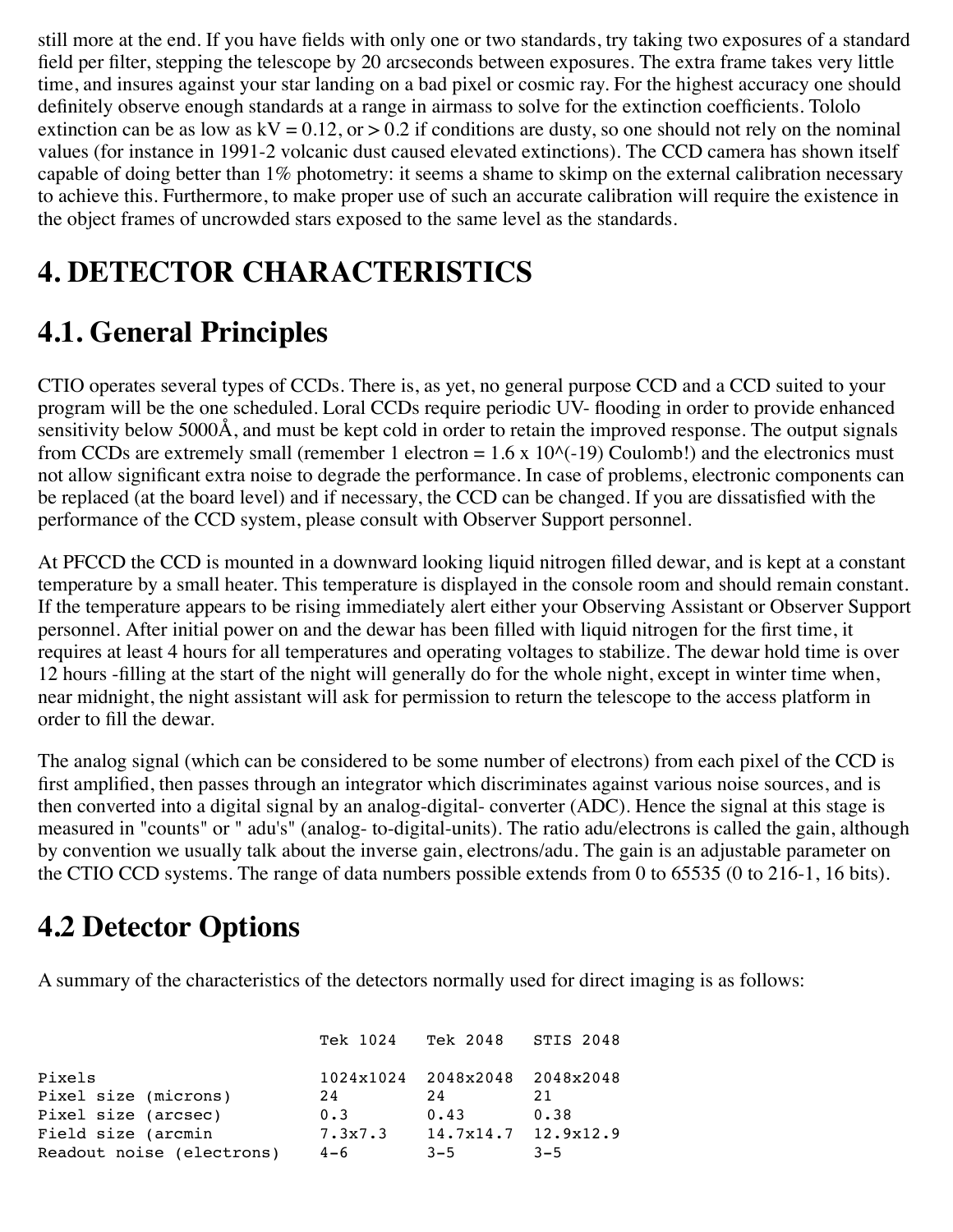still more at the end. If you have fields with only one or two standards, try taking two exposures of a standard field per filter, stepping the telescope by 20 arcseconds between exposures. The extra frame takes very little time, and insures against your star landing on a bad pixel or cosmic ray. For the highest accuracy one should definitely observe enough standards at a range in airmass to solve for the extinction coefficients. Tololo extinction can be as low as kV = 0.12, or > 0.2 if conditions are dusty, so one should not rely on the nominal values (for instance in 1991-2 volcanic dust caused elevated extinctions). The CCD camera has shown itself capable of doing better than 1% photometry: it seems a shame to skimp on the external calibration necessary to achieve this. Furthermore, to make proper use of such an accurate calibration will require the existence in the object frames of uncrowded stars exposed to the same level as the standards.

# 4. DETECTOR CHARACTERISTICS

## 4.1. General Principles

CTIO operates several types of CCDs. There is, as yet, no general purpose CCD and a CCD suited to your program will be the one scheduled. Loral CCDs require periodic UV- flooding in order to provide enhanced sensitivity below 5000Å, and must be kept cold in order to retain the improved response. The output signals from CCDs are extremely small (remember 1 electron = 1.6 x 10^(-19) Coulomb!) and the electronics must not allow significant extra noise to degrade the performance. In case of problems, electronic components can be replaced (at the board level) and if necessary, the CCD can be changed. If you are dissatisfied with the performance of the CCD system, please consult with Observer Support personnel.

At PFCCD the CCD is mounted in a downward looking liquid nitrogen filled dewar, and is kept at a constant temperature by a small heater. This temperature is displayed in the console room and should remain constant. If the temperature appears to be rising immediately alert either your Observing Assistant or Observer Support personnel. After initial power on and the dewar has been filled with liquid nitrogen for the first time, it requires at least 4 hours for all temperatures and operating voltages to stabilize. The dewar hold time is over 12 hours -filling at the start of the night will generally do for the whole night, except in winter time when, near midnight, the night assistant will ask for permission to return the telescope to the access platform in order to fill the dewar.

The analog signal (which can be considered to be some number of electrons) from each pixel of the CCD is first amplified, then passes through an integrator which discriminates against various noise sources, and is then converted into a digital signal by an analog-digital- converter (ADC). Hence the signal at this stage is measured in "counts" or " adu's" (analog- to-digital-units). The ratio adu/electrons is called the gain, although by convention we usually talk about the inverse gain, electrons/adu. The gain is an adjustable parameter on the CTIO CCD systems. The range of data numbers possible extends from 0 to 65535 (0 to 216-1, 16 bits).

## 4.2 Detector Options

A summary of the characteristics of the detectors normally used for direct imaging is as follows:

| | Tek 1024 | Tek 2048 | STIS 2048 |
|---|---|---|---|
| Pixels | 1024x1024 | 2048x2048 | 2048x2048 |
| Pixel size (microns) | 24 | 24 | 21 |
| Pixel size (arcsec) | 0.3 | 0.43 | 0.38 |
| Field size (arcmin | 7.3x7.3 | 14.7x14.7 | 12.9x12.9 |
| Readout noise (electrons) | 4-6 | 3-5 | 3-5 |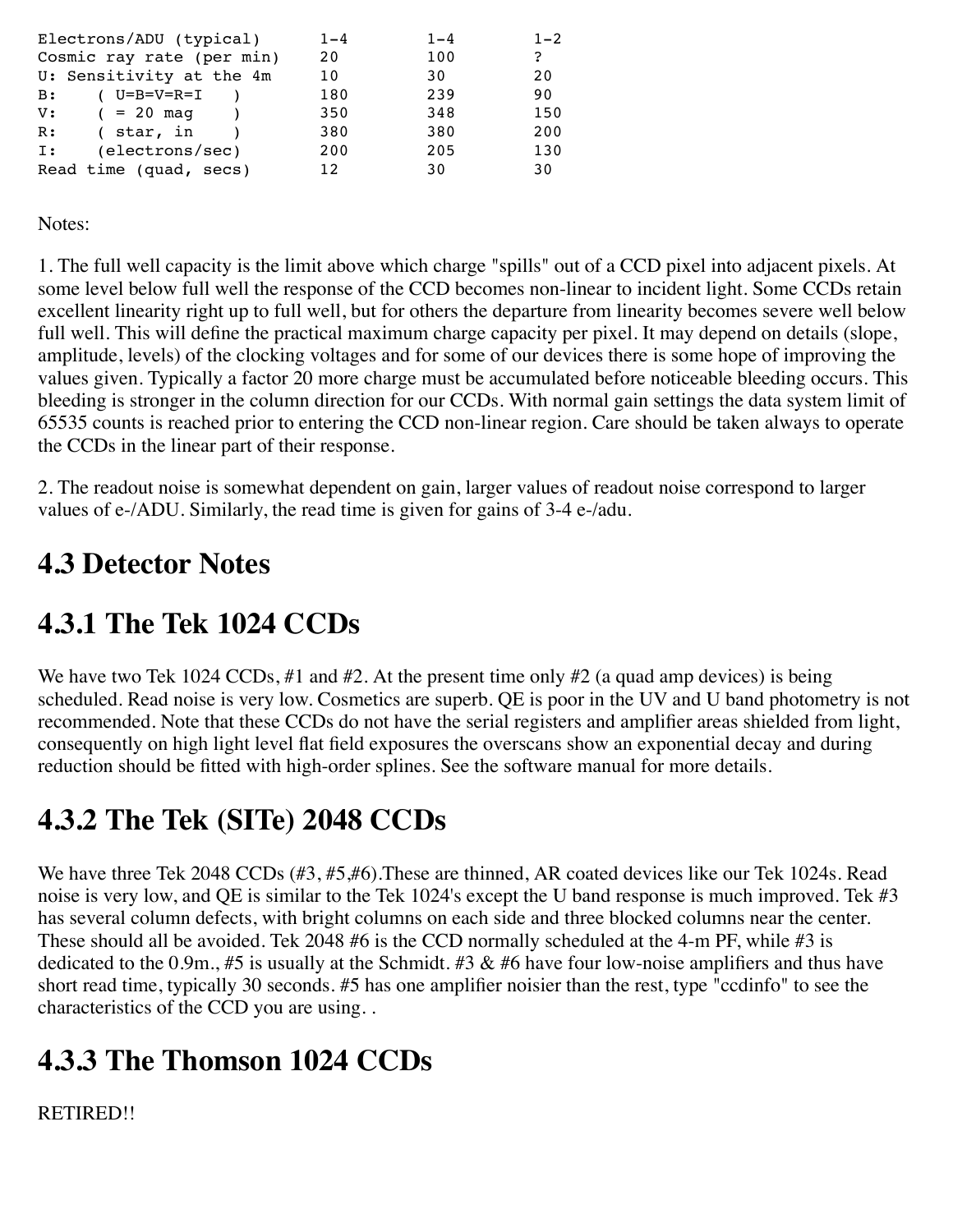| | | | |
|---|---|---|---|
| Electrons/ADU (typical) | 1-4 | 1-4 | 1-2 |
| Cosmic ray rate (per min) | 20 | 100 | ? |
| U: Sensitivity at the 4m | 10 | 30 | 20 |
| B: ( U=B=V=R=I ) | 180 | 239 | 90 |
| V: ( = 20 mag ) | 350 | 348 | 150 |
| R: ( star, in ) | 380 | 380 | 200 |
| I: (electrons/sec) | 200 | 205 | 130 |
| Read time (quad, secs) | 12 | 30 | 30 |

Notes:

1. The full well capacity is the limit above which charge "spills" out of a CCD pixel into adjacent pixels. At some level below full well the response of the CCD becomes non-linear to incident light. Some CCDs retain excellent linearity right up to full well, but for others the departure from linearity becomes severe well below full well. This will define the practical maximum charge capacity per pixel. It may depend on details (slope, amplitude, levels) of the clocking voltages and for some of our devices there is some hope of improving the values given. Typically a factor 20 more charge must be accumulated before noticeable bleeding occurs. This bleeding is stronger in the column direction for our CCDs. With normal gain settings the data system limit of 65535 counts is reached prior to entering the CCD non-linear region. Care should be taken always to operate the CCDs in the linear part of their response.

2. The readout noise is somewhat dependent on gain, larger values of readout noise correspond to larger values of e-/ADU. Similarly, the read time is given for gains of 3-4 e-/adu.

## 4.3 Detector Notes

## 4.3.1 The Tek 1024 CCDs

We have two Tek 1024 CCDs, #1 and #2. At the present time only #2 (a quad amp devices) is being scheduled. Read noise is very low. Cosmetics are superb. QE is poor in the UV and U band photometry is not recommended. Note that these CCDs do not have the serial registers and amplifier areas shielded from light, consequently on high light level flat field exposures the overscans show an exponential decay and during reduction should be fitted with high-order splines. See the software manual for more details.

## 4.3.2 The Tek (SITe) 2048 CCDs

We have three Tek 2048 CCDs (#3, #5,#6).These are thinned, AR coated devices like our Tek 1024s. Read noise is very low, and QE is similar to the Tek 1024's except the U band response is much improved. Tek #3 has several column defects, with bright columns on each side and three blocked columns near the center. These should all be avoided. Tek 2048 #6 is the CCD normally scheduled at the 4-m PF, while #3 is dedicated to the 0.9m., #5 is usually at the Schmidt. #3 & #6 have four low-noise amplifiers and thus have short read time, typically 30 seconds. #5 has one amplifier noisier than the rest, type "ccdinfo" to see the characteristics of the CCD you are using. .

## 4.3.3 The Thomson 1024 CCDs

RETIRED!!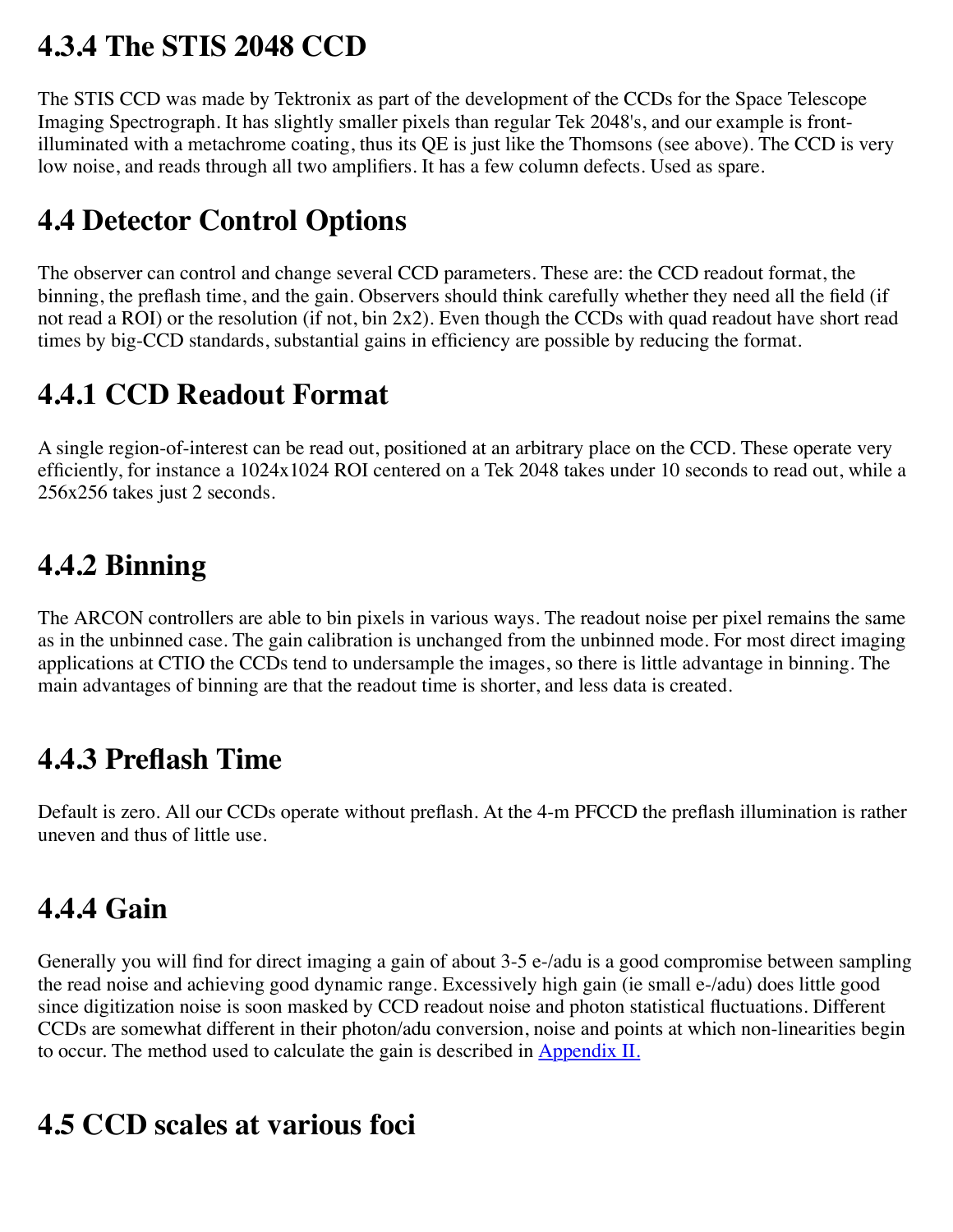## 4.3.4 The STIS 2048 CCD

The STIS CCD was made by Tektronix as part of the development of the CCDs for the Space Telescope Imaging Spectrograph. It has slightly smaller pixels than regular Tek 2048's, and our example is front-illuminated with a metachrome coating, thus its QE is just like the Thomsons (see above). The CCD is very low noise, and reads through all two amplifiers. It has a few column defects. Used as spare.

## 4.4 Detector Control Options

The observer can control and change several CCD parameters. These are: the CCD readout format, the binning, the preflash time, and the gain. Observers should think carefully whether they need all the field (if not read a ROI) or the resolution (if not, bin 2x2). Even though the CCDs with quad readout have short read times by big-CCD standards, substantial gains in efficiency are possible by reducing the format.

## 4.4.1 CCD Readout Format

A single region-of-interest can be read out, positioned at an arbitrary place on the CCD. These operate very efficiently, for instance a 1024x1024 ROI centered on a Tek 2048 takes under 10 seconds to read out, while a 256x256 takes just 2 seconds.

## 4.4.2 Binning

The ARCON controllers are able to bin pixels in various ways. The readout noise per pixel remains the same as in the unbinned case. The gain calibration is unchanged from the unbinned mode. For most direct imaging applications at CTIO the CCDs tend to undersample the images, so there is little advantage in binning. The main advantages of binning are that the readout time is shorter, and less data is created.

## 4.4.3 Preflash Time

Default is zero. All our CCDs operate without preflash. At the 4-m PFCCD the preflash illumination is rather uneven and thus of little use.

## 4.4.4 Gain

Generally you will find for direct imaging a gain of about 3-5 e-/adu is a good compromise between sampling the read noise and achieving good dynamic range. Excessively high gain (ie small e-/adu) does little good since digitization noise is soon masked by CCD readout noise and photon statistical fluctuations. Different CCDs are somewhat different in their photon/adu conversion, noise and points at which non-linearities begin to occur. The method used to calculate the gain is described in Appendix II.

## 4.5 CCD scales at various foci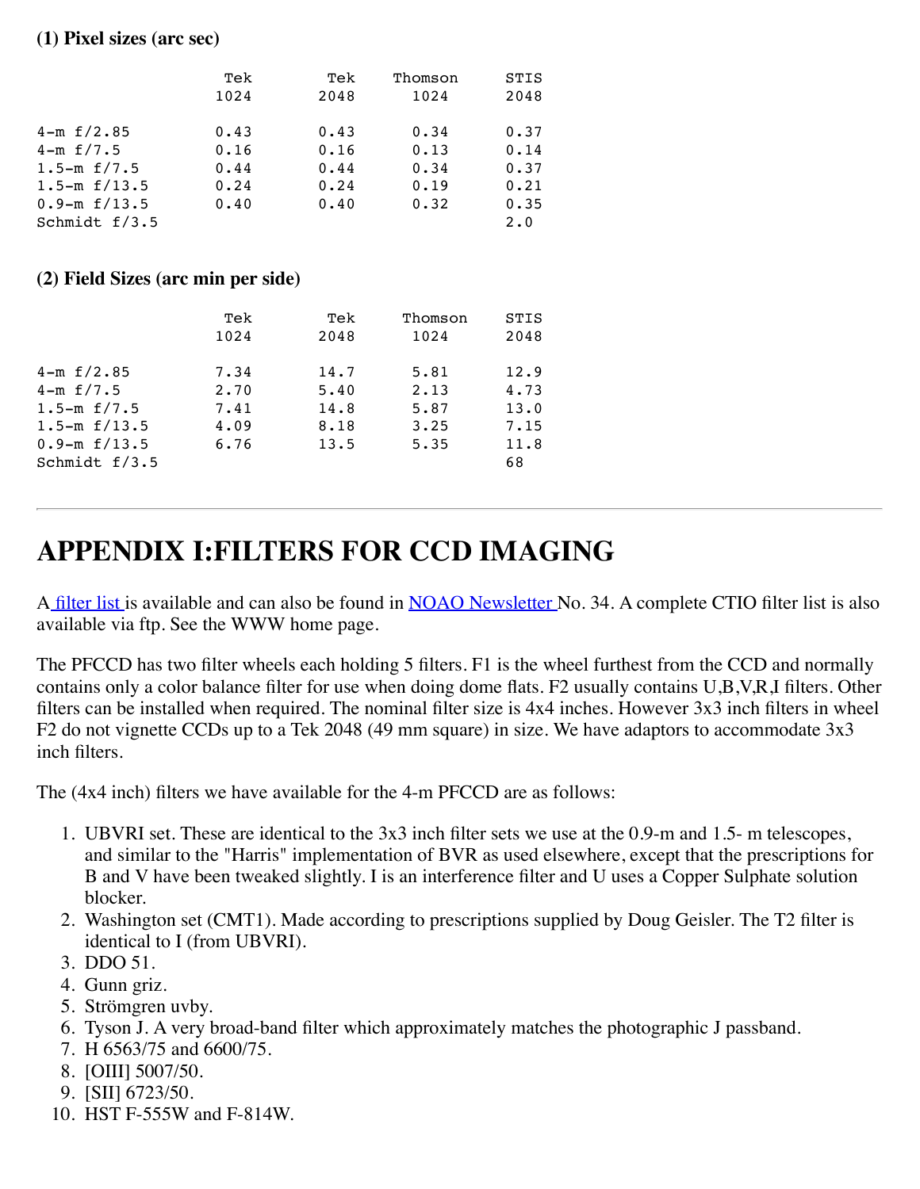### (1) Pixel sizes (arc sec)

| | Tek 1024 | Tek 2048 | Thomson 1024 | STIS 2048 |
|---|---|---|---|---|
| 4-m f/2.85 | 0.43 | 0.43 | 0.34 | 0.37 |
| 4-m f/7.5 | 0.16 | 0.16 | 0.13 | 0.14 |
| 1.5-m f/7.5 | 0.44 | 0.44 | 0.34 | 0.37 |
| 1.5-m f/13.5 | 0.24 | 0.24 | 0.19 | 0.21 |
| 0.9-m f/13.5 | 0.40 | 0.40 | 0.32 | 0.35 |
| Schmidt f/3.5 | | | | 2.0 |

### (2) Field Sizes (arc min per side)

| | Tek 1024 | Tek 2048 | Thomson 1024 | STIS 2048 |
|---|---|---|---|---|
| 4-m f/2.85 | 7.34 | 14.7 | 5.81 | 12.9 |
| 4-m f/7.5 | 2.70 | 5.40 | 2.13 | 4.73 |
| 1.5-m f/7.5 | 7.41 | 14.8 | 5.87 | 13.0 |
| 1.5-m f/13.5 | 4.09 | 8.18 | 3.25 | 7.15 |
| 0.9-m f/13.5 | 6.76 | 13.5 | 5.35 | 11.8 |
| Schmidt f/3.5 | | | | 68 |

---

# APPENDIX I:FILTERS FOR CCD IMAGING

A filter list is available and can also be found in NOAO Newsletter No. 34. A complete CTIO filter list is also available via ftp. See the WWW home page.

The PFCCD has two filter wheels each holding 5 filters. F1 is the wheel furthest from the CCD and normally contains only a color balance filter for use when doing dome flats. F2 usually contains U,B,V,R,I filters. Other filters can be installed when required. The nominal filter size is 4x4 inches. However 3x3 inch filters in wheel F2 do not vignette CCDs up to a Tek 2048 (49 mm square) in size. We have adaptors to accommodate 3x3 inch filters.

The (4x4 inch) filters we have available for the 4-m PFCCD are as follows:

1. UBVRI set. These are identical to the 3x3 inch filter sets we use at the 0.9-m and 1.5- m telescopes, and similar to the "Harris" implementation of BVR as used elsewhere, except that the prescriptions for B and V have been tweaked slightly. I is an interference filter and U uses a Copper Sulphate solution blocker.
2. Washington set (CMT1). Made according to prescriptions supplied by Doug Geisler. The T2 filter is identical to I (from UBVRI).
3. DDO 51.
4. Gunn griz.
5. Strömgren uvby.
6. Tyson J. A very broad-band filter which approximately matches the photographic J passband.
7. H 6563/75 and 6600/75.
8. [OIII] 5007/50.
9. [SII] 6723/50.
10. HST F-555W and F-814W.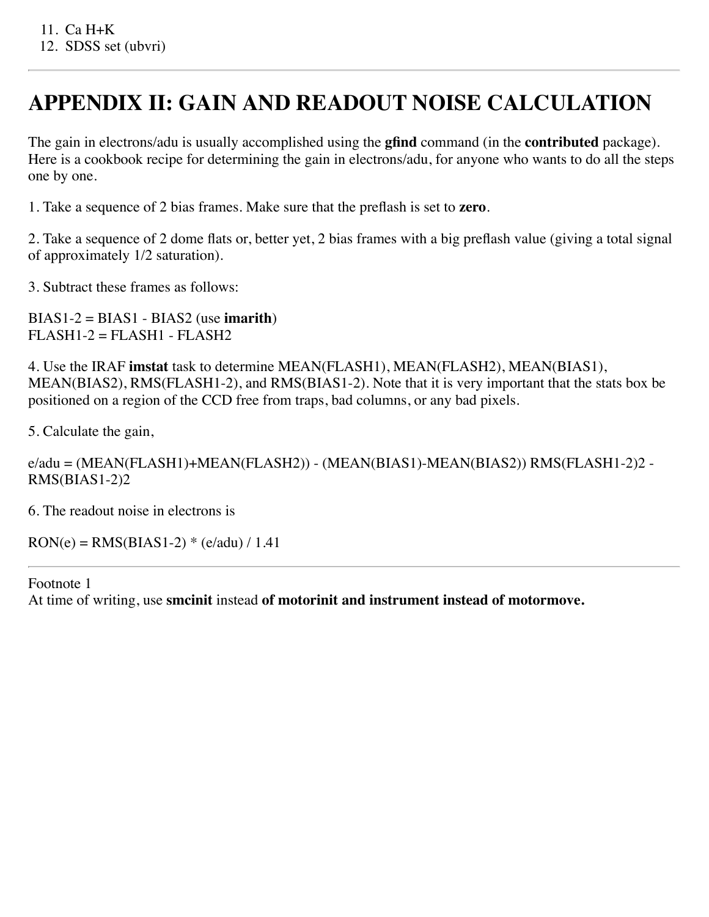11. Ca H+K
12. SDSS set (ubvri)

---

# APPENDIX II: GAIN AND READOUT NOISE CALCULATION

The gain in electrons/adu is usually accomplished using the **gfind** command (in the **contributed** package). Here is a cookbook recipe for determining the gain in electrons/adu, for anyone who wants to do all the steps one by one.

1. Take a sequence of 2 bias frames. Make sure that the preflash is set to **zero**.

2. Take a sequence of 2 dome flats or, better yet, 2 bias frames with a big preflash value (giving a total signal of approximately 1/2 saturation).

3. Subtract these frames as follows:

BIAS1-2 = BIAS1 - BIAS2 (use **imarith**)
FLASH1-2 = FLASH1 - FLASH2

4. Use the IRAF **imstat** task to determine MEAN(FLASH1), MEAN(FLASH2), MEAN(BIAS1), MEAN(BIAS2), RMS(FLASH1-2), and RMS(BIAS1-2). Note that it is very important that the stats box be positioned on a region of the CCD free from traps, bad columns, or any bad pixels.

5. Calculate the gain,

e/adu = (MEAN(FLASH1)+MEAN(FLASH2)) - (MEAN(BIAS1)-MEAN(BIAS2)) RMS(FLASH1-2)2 - RMS(BIAS1-2)2

6. The readout noise in electrons is

RON(e) = RMS(BIAS1-2) * (e/adu) / 1.41

---

Footnote 1
At time of writing, use **smcinit** instead **of motorinit and instrument instead of motormove.**